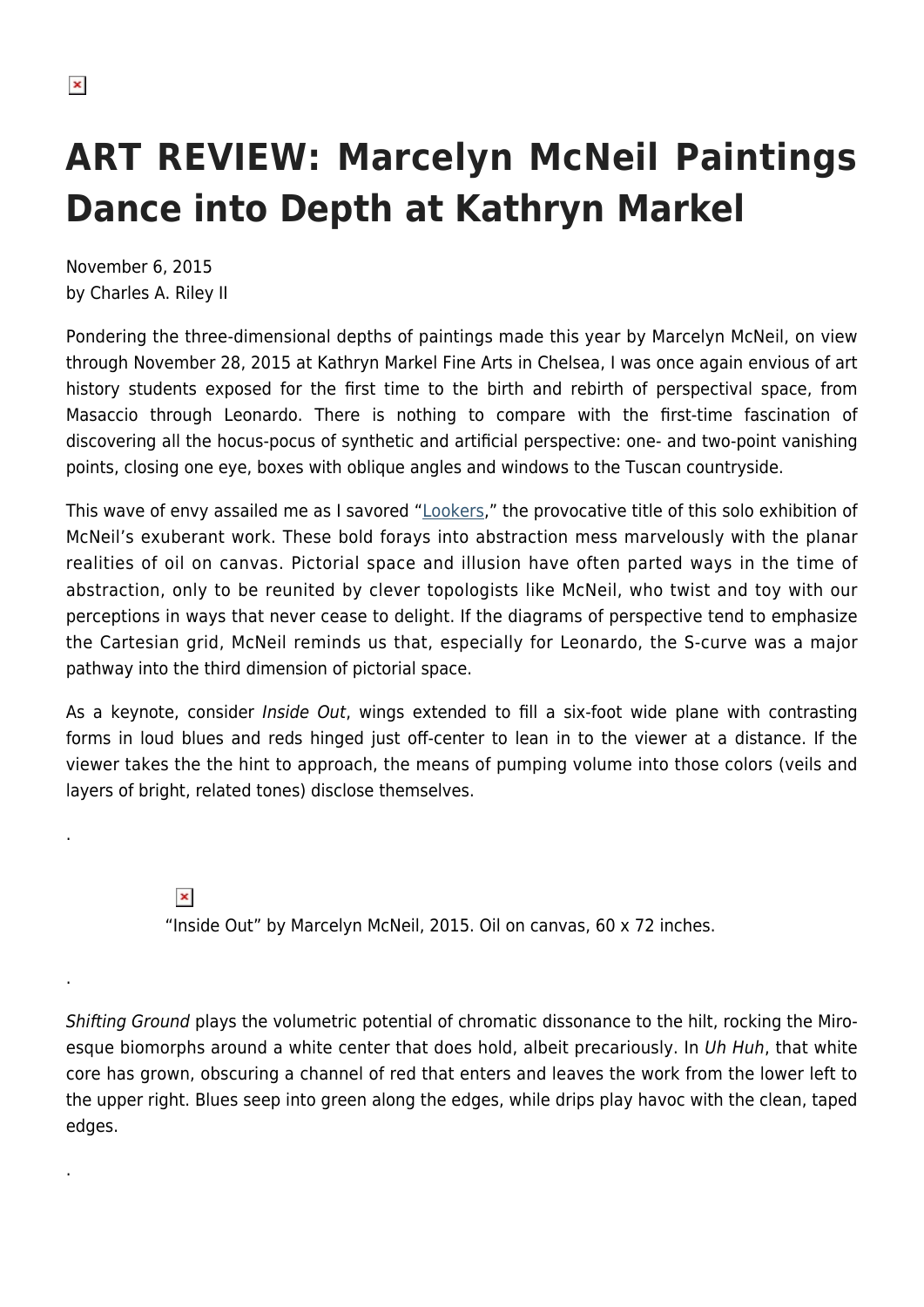# ART REVIEW: Marcelyn McNeil Paintings Dance into Depth at Kathryn Markel

November 6, 2015
by Charles A. Riley II

Pondering the three-dimensional depths of paintings made this year by Marcelyn McNeil, on view through November 28, 2015 at Kathryn Markel Fine Arts in Chelsea, I was once again envious of art history students exposed for the first time to the birth and rebirth of perspectival space, from Masaccio through Leonardo. There is nothing to compare with the first-time fascination of discovering all the hocus-pocus of synthetic and artificial perspective: one- and two-point vanishing points, closing one eye, boxes with oblique angles and windows to the Tuscan countryside.

This wave of envy assailed me as I savored "Lookers," the provocative title of this solo exhibition of McNeil's exuberant work. These bold forays into abstraction mess marvelously with the planar realities of oil on canvas. Pictorial space and illusion have often parted ways in the time of abstraction, only to be reunited by clever topologists like McNeil, who twist and toy with our perceptions in ways that never cease to delight. If the diagrams of perspective tend to emphasize the Cartesian grid, McNeil reminds us that, especially for Leonardo, the S-curve was a major pathway into the third dimension of pictorial space.

As a keynote, consider *Inside Out*, wings extended to fill a six-foot wide plane with contrasting forms in loud blues and reds hinged just off-center to lean in to the viewer at a distance. If the viewer takes the the hint to approach, the means of pumping volume into those colors (veils and layers of bright, related tones) disclose themselves.

.

"Inside Out" by Marcelyn McNeil, 2015. Oil on canvas, 60 x 72 inches.

.

*Shifting Ground* plays the volumetric potential of chromatic dissonance to the hilt, rocking the Miro-esque biomorphs around a white center that does hold, albeit precariously. In *Uh Huh*, that white core has grown, obscuring a channel of red that enters and leaves the work from the lower left to the upper right. Blues seep into green along the edges, while drips play havoc with the clean, taped edges.

.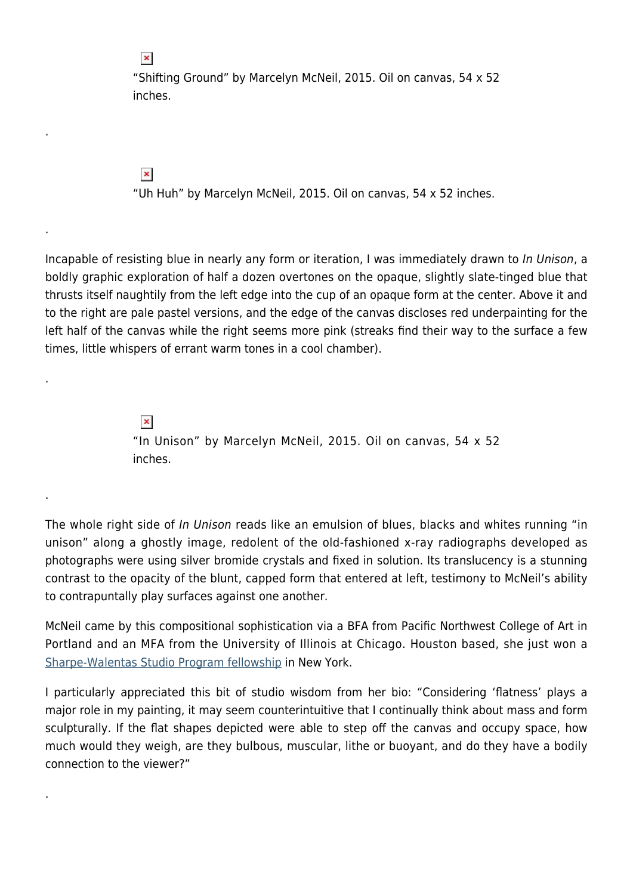"Shifting Ground" by Marcelyn McNeil, 2015. Oil on canvas, 54 x 52 inches.

.

"Uh Huh" by Marcelyn McNeil, 2015. Oil on canvas, 54 x 52 inches.

.

Incapable of resisting blue in nearly any form or iteration, I was immediately drawn to *In Unison*, a boldly graphic exploration of half a dozen overtones on the opaque, slightly slate-tinged blue that thrusts itself naughtily from the left edge into the cup of an opaque form at the center. Above it and to the right are pale pastel versions, and the edge of the canvas discloses red underpainting for the left half of the canvas while the right seems more pink (streaks find their way to the surface a few times, little whispers of errant warm tones in a cool chamber).

.

"In Unison" by Marcelyn McNeil, 2015. Oil on canvas, 54 x 52 inches.

.

The whole right side of *In Unison* reads like an emulsion of blues, blacks and whites running "in unison" along a ghostly image, redolent of the old-fashioned x-ray radiographs developed as photographs were using silver bromide crystals and fixed in solution. Its translucency is a stunning contrast to the opacity of the blunt, capped form that entered at left, testimony to McNeil's ability to contrapuntally play surfaces against one another.

McNeil came by this compositional sophistication via a BFA from Pacific Northwest College of Art in Portland and an MFA from the University of Illinois at Chicago. Houston based, she just won a Sharpe-Walentas Studio Program fellowship in New York.

I particularly appreciated this bit of studio wisdom from her bio: "Considering 'flatness' plays a major role in my painting, it may seem counterintuitive that I continually think about mass and form sculpturally. If the flat shapes depicted were able to step off the canvas and occupy space, how much would they weigh, are they bulbous, muscular, lithe or buoyant, and do they have a bodily connection to the viewer?"

.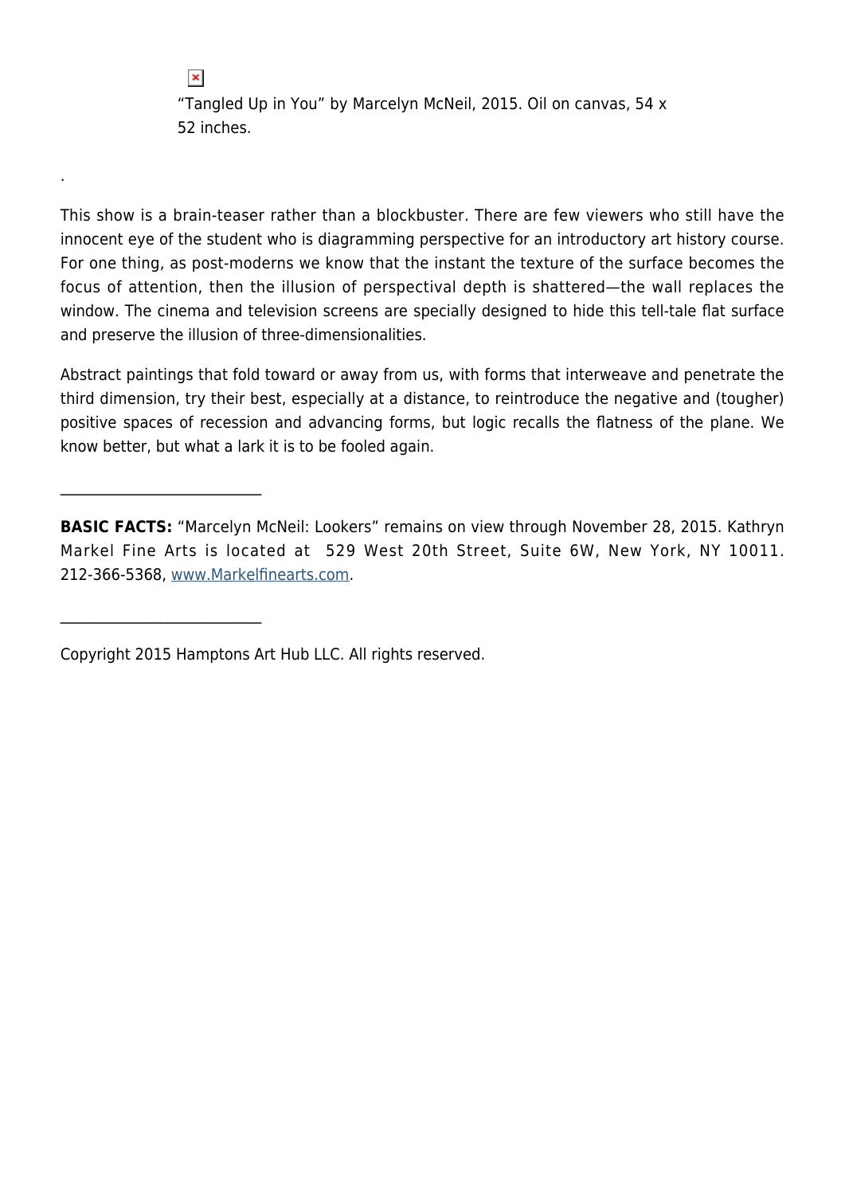"Tangled Up in You" by Marcelyn McNeil, 2015. Oil on canvas, 54 x 52 inches.

.

This show is a brain-teaser rather than a blockbuster. There are few viewers who still have the innocent eye of the student who is diagramming perspective for an introductory art history course. For one thing, as post-moderns we know that the instant the texture of the surface becomes the focus of attention, then the illusion of perspectival depth is shattered—the wall replaces the window. The cinema and television screens are specially designed to hide this tell-tale flat surface and preserve the illusion of three-dimensionalities.

Abstract paintings that fold toward or away from us, with forms that interweave and penetrate the third dimension, try their best, especially at a distance, to reintroduce the negative and (tougher) positive spaces of recession and advancing forms, but logic recalls the flatness of the plane. We know better, but what a lark it is to be fooled again.

---

**BASIC FACTS:** "Marcelyn McNeil: Lookers" remains on view through November 28, 2015. Kathryn Markel Fine Arts is located at 529 West 20th Street, Suite 6W, New York, NY 10011. 212-366-5368, www.Markelfinearts.com.

---

Copyright 2015 Hamptons Art Hub LLC. All rights reserved.